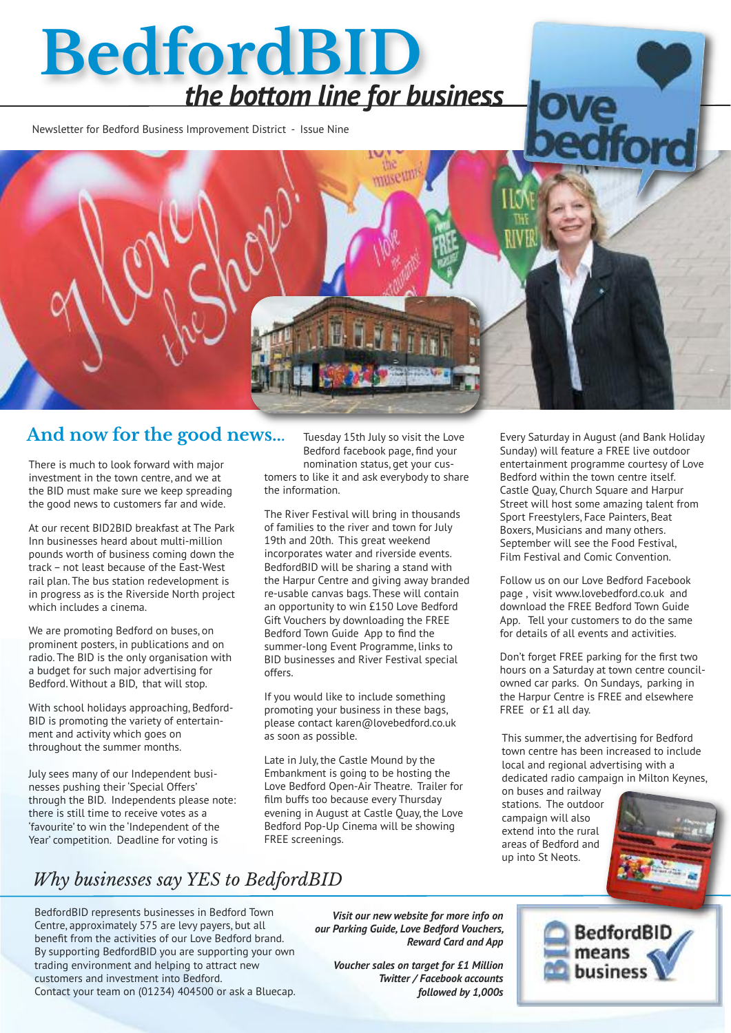# BedfordBID

## *the bottom line for business*

Newsletter for Bedford Business Improvement District - Issue Nine

## And now for the good news...

There is much to look forward with major investment in the town centre, and we at the BID must make sure we keep spreading the good news to customers far and wide.

At our recent BID2BID breakfast at The Park Inn businesses heard about multi-million pounds worth of business coming down the track – not least because of the East-West rail plan. The bus station redevelopment is in progress as is the Riverside North project which includes a cinema.

We are promoting Bedford on buses, on prominent posters, in publications and on radio. The BID is the only organisation with a budget for such major advertising for Bedford. Without a BID, that will stop.

With school holidays approaching, BedfordBID is promoting the variety of entertainment and activity which goes on throughout the summer months.

July sees many of our Independent businesses pushing their 'Special Offers' through the BID. Independents please note: there is still time to receive votes as a 'favourite' to win the 'Independent of the Year' competition. Deadline for voting is Tuesday 15th July so visit the Love Bedford facebook page, find your nomination status, get your customers to like it and ask everybody to share the information.

The River Festival will bring in thousands of families to the river and town for July 19th and 20th. This great weekend incorporates water and riverside events. BedfordBID will be sharing a stand with the Harpur Centre and giving away branded re-usable canvas bags. These will contain an opportunity to win £150 Love Bedford Gift Vouchers by downloading the FREE Bedford Town Guide App to find the summer-long Event Programme, links to BID businesses and River Festival special offers.

If you would like to include something promoting your business in these bags, please contact karen@lovebedford.co.uk as soon as possible.

Late in July, the Castle Mound by the Embankment is going to be hosting the Love Bedford Open-Air Theatre. Trailer for film buffs too because every Thursday evening in August at Castle Quay, the Love Bedford Pop-Up Cinema will be showing FREE screenings.

Every Saturday in August (and Bank Holiday Sunday) will feature a FREE live outdoor entertainment programme courtesy of Love Bedford within the town centre itself. Castle Quay, Church Square and Harpur Street will host some amazing talent from Sport Freestylers, Face Painters, Beat Boxers, Musicians and many others. September will see the Food Festival, Film Festival and Comic Convention.

Follow us on our Love Bedford Facebook page , visit www.lovebedford.co.uk and download the FREE Bedford Town Guide App. Tell your customers to do the same for details of all events and activities.

Don't forget FREE parking for the first two hours on a Saturday at town centre council-owned car parks. On Sundays, parking in the Harpur Centre is FREE and elsewhere FREE or £1 all day.

This summer, the advertising for Bedford town centre has been increased to include local and regional advertising with a dedicated radio campaign in Milton Keynes, on buses and railway stations. The outdoor campaign will also extend into the rural areas of Bedford and up into St Neots.

## *Why businesses say YES to BedfordBID*

BedfordBID represents businesses in Bedford Town Centre, approximately 575 are levy payers, but all benefit from the activities of our Love Bedford brand. By supporting BedfordBID you are supporting your own trading environment and helping to attract new customers and investment into Bedford.
Contact your team on (01234) 404500 or ask a Bluecap.

***Visit our new website for more info on our Parking Guide, Love Bedford Vouchers, Reward Card and App***

***Voucher sales on target for £1 Million***
***Twitter / Facebook accounts followed by 1,000s***

BedfordBID means business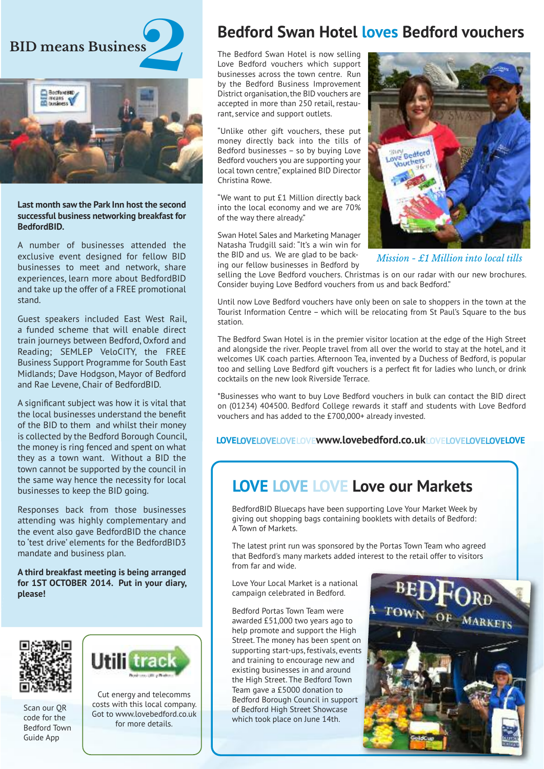# BID means Business 2

**Last month saw the Park Inn host the second successful business networking breakfast for BedfordBID.**

A number of businesses attended the exclusive event designed for fellow BID businesses to meet and network, share experiences, learn more about BedfordBID and take up the offer of a FREE promotional stand.

Guest speakers included East West Rail, a funded scheme that will enable direct train journeys between Bedford, Oxford and Reading; SEMLEP VeloCITY, the FREE Business Support Programme for South East Midlands; Dave Hodgson, Mayor of Bedford and Rae Levene, Chair of BedfordBID.

A significant subject was how it is vital that the local businesses understand the benefit of the BID to them and whilst their money is collected by the Bedford Borough Council, the money is ring fenced and spent on what they as a town want. Without a BID the town cannot be supported by the council in the same way hence the necessity for local businesses to keep the BID going.

Responses back from those businesses attending was highly complementary and the event also gave BedfordBID the chance to 'test drive' elements for the BedfordBID3 mandate and business plan.

**A third breakfast meeting is being arranged for 1ST OCTOBER 2014. Put in your diary, please!**

Scan our QR code for the Bedford Town Guide App

Utili track

Cut energy and telecomms costs with this local company. Got to www.lovebedford.co.uk for more details.

## Bedford Swan Hotel loves Bedford vouchers

The Bedford Swan Hotel is now selling Love Bedford vouchers which support businesses across the town centre. Run by the Bedford Business Improvement District organisation, the BID vouchers are accepted in more than 250 retail, restaurant, service and support outlets.

"Unlike other gift vouchers, these put money directly back into the tills of Bedford businesses – so by buying Love Bedford vouchers you are supporting your local town centre," explained BID Director Christina Rowe.

"We want to put £1 Million directly back into the local economy and we are 70% of the way there already."

Swan Hotel Sales and Marketing Manager Natasha Trudgill said: "It's a win win for the BID and us. We are glad to be backing our fellow businesses in Bedford by selling the Love Bedford vouchers. Christmas is on our radar with our new brochures. Consider buying Love Bedford vouchers from us and back Bedford."

*Mission - £1 Million into local tills*

Until now Love Bedford vouchers have only been on sale to shoppers in the town at the Tourist Information Centre – which will be relocating from St Paul's Square to the bus station.

The Bedford Swan Hotel is in the premier visitor location at the edge of the High Street and alongside the river. People travel from all over the world to stay at the hotel, and it welcomes UK coach parties. Afternoon Tea, invented by a Duchess of Bedford, is popular too and selling Love Bedford gift vouchers is a perfect fit for ladies who lunch, or drink cocktails on the new look Riverside Terrace.

*Businesses who want to buy Love Bedford vouchers in bulk can contact the BID direct on (01234) 404500. Bedford College rewards it staff and students with Love Bedford vouchers and has added to the £700,000+ already invested.

LOVELOVELOVELOVELOVE**www.lovebedford.co.uk**LOVELOVELOVELOVELOVE

## LOVE LOVE LOVE Love our Markets

BedfordBID Bluecaps have been supporting Love Your Market Week by giving out shopping bags containing booklets with details of Bedford: A Town of Markets.

The latest print run was sponsored by the Portas Town Team who agreed that Bedford's many markets added interest to the retail offer to visitors from far and wide.

Love Your Local Market is a national campaign celebrated in Bedford.

Bedford Portas Town Team were awarded £51,000 two years ago to help promote and support the High Street. The money has been spent on supporting start-ups, festivals, events and training to encourage new and existing businesses in and around the High Street. The Bedford Town Team gave a £5000 donation to Bedford Borough Council in support of Bedford High Street Showcase which took place on June 14th.